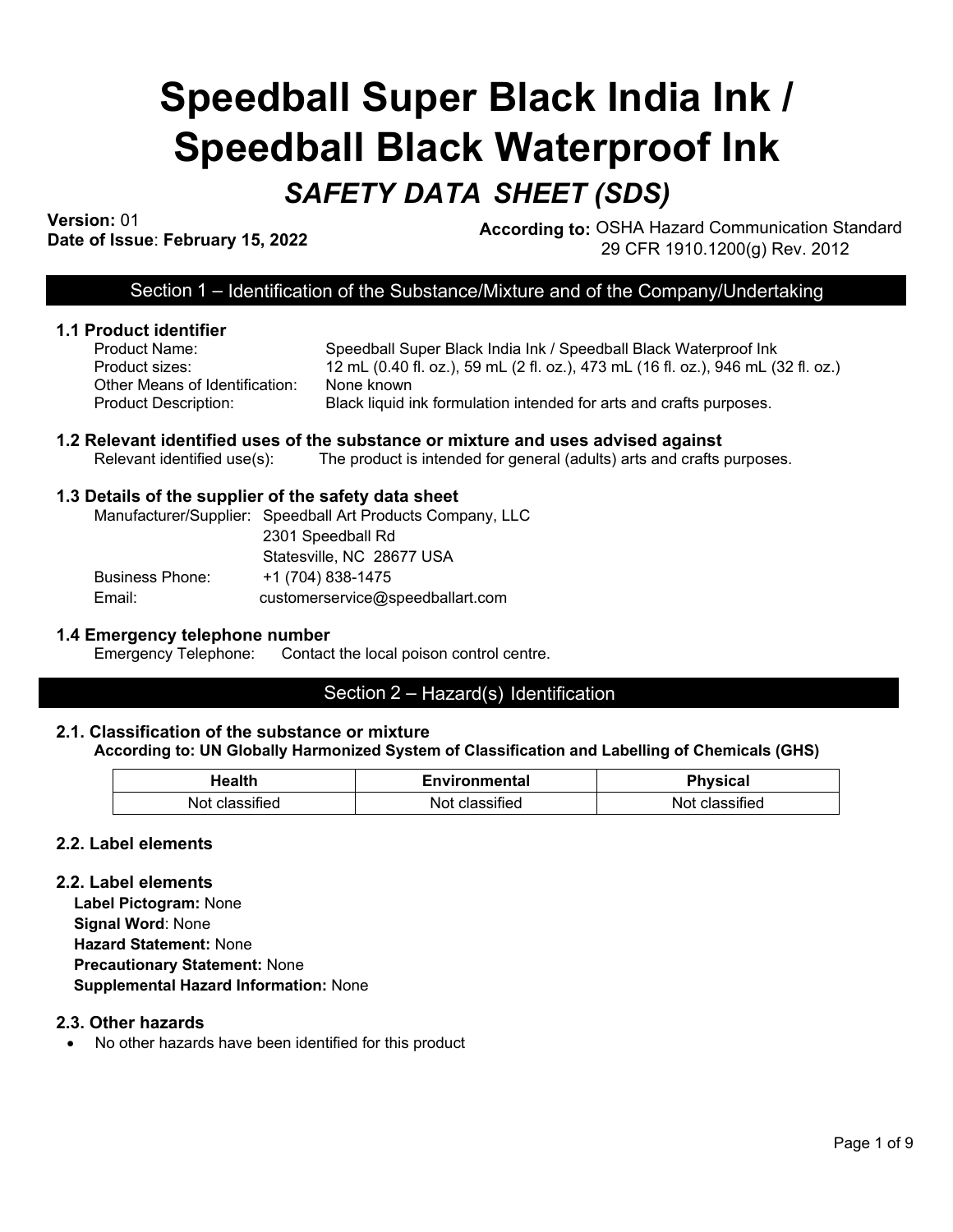# Speedball Super Black India Ink / Speedball Black Waterproof Ink

## *SAFETY DATA SHEET (SDS)*

**Version:** 01
**Date of Issue**: **February 15, 2022**

**According to:** OSHA Hazard Communication Standard 29 CFR 1910.1200(g) Rev. 2012

## Section 1 – Identification of the Substance/Mixture and of the Company/Undertaking

### 1.1 Product identifier

Product Name: Speedball Super Black India Ink / Speedball Black Waterproof Ink
Product sizes: 12 mL (0.40 fl. oz.), 59 mL (2 fl. oz.), 473 mL (16 fl. oz.), 946 mL (32 fl. oz.)
Other Means of Identification: None known
Product Description: Black liquid ink formulation intended for arts and crafts purposes.

### 1.2 Relevant identified uses of the substance or mixture and uses advised against

Relevant identified use(s): The product is intended for general (adults) arts and crafts purposes.

### 1.3 Details of the supplier of the safety data sheet

Manufacturer/Supplier: Speedball Art Products Company, LLC
2301 Speedball Rd
Statesville, NC 28677 USA
Business Phone: +1 (704) 838-1475
Email: customerservice@speedballart.com

### 1.4 Emergency telephone number

Emergency Telephone: Contact the local poison control centre.

## Section 2 – Hazard(s) Identification

### 2.1. Classification of the substance or mixture

**According to: UN Globally Harmonized System of Classification and Labelling of Chemicals (GHS)**

| Health | Environmental | Physical |
| --- | --- | --- |
| Not classified | Not classified | Not classified |

### 2.2. Label elements

### 2.2. Label elements

**Label Pictogram:** None
**Signal Word**: None
**Hazard Statement:** None
**Precautionary Statement:** None
**Supplemental Hazard Information:** None

### 2.3. Other hazards

- No other hazards have been identified for this product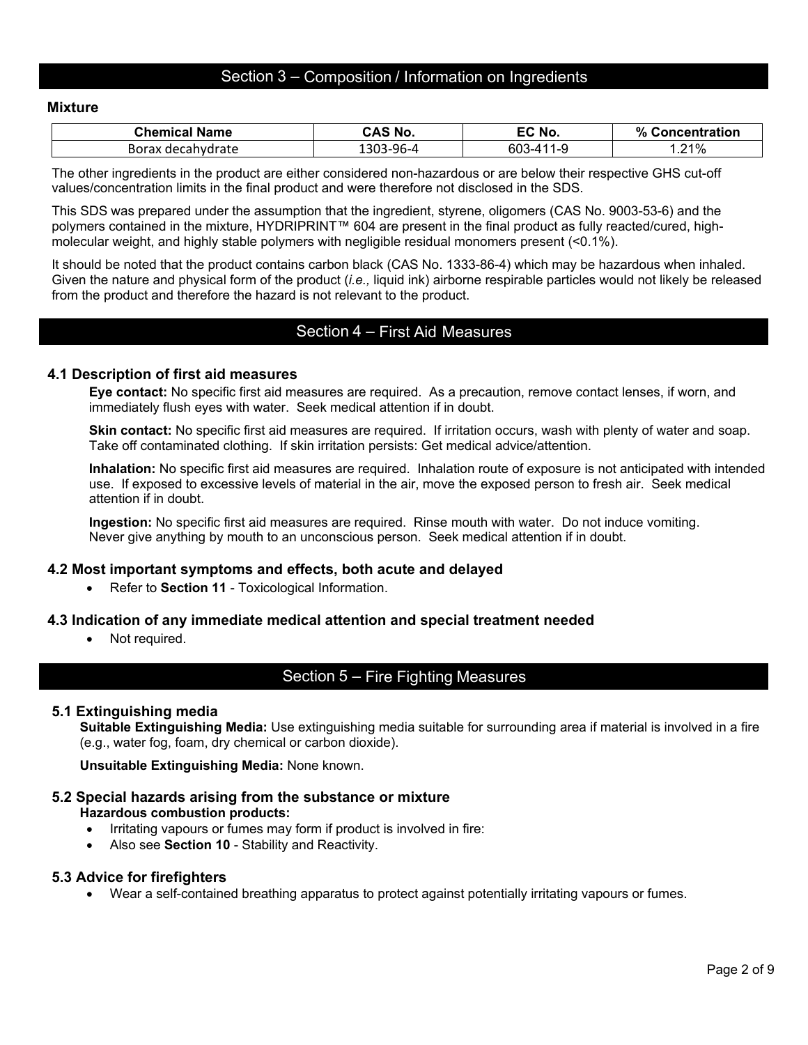## Section 3 – Composition / Information on Ingredients

**Mixture**

| Chemical Name | CAS No. | EC No. | % Concentration |
|---|---|---|---|
| Borax decahydrate | 1303-96-4 | 603-411-9 | 1.21% |

The other ingredients in the product are either considered non-hazardous or are below their respective GHS cut-off values/concentration limits in the final product and were therefore not disclosed in the SDS.

This SDS was prepared under the assumption that the ingredient, styrene, oligomers (CAS No. 9003-53-6) and the polymers contained in the mixture, HYDRIPRINT™ 604 are present in the final product as fully reacted/cured, high-molecular weight, and highly stable polymers with negligible residual monomers present (<0.1%).

It should be noted that the product contains carbon black (CAS No. 1333-86-4) which may be hazardous when inhaled. Given the nature and physical form of the product (*i.e.,* liquid ink) airborne respirable particles would not likely be released from the product and therefore the hazard is not relevant to the product.

## Section 4 – First Aid Measures

### 4.1 Description of first aid measures

**Eye contact:** No specific first aid measures are required. As a precaution, remove contact lenses, if worn, and immediately flush eyes with water. Seek medical attention if in doubt.

**Skin contact:** No specific first aid measures are required. If irritation occurs, wash with plenty of water and soap. Take off contaminated clothing. If skin irritation persists: Get medical advice/attention.

**Inhalation:** No specific first aid measures are required. Inhalation route of exposure is not anticipated with intended use. If exposed to excessive levels of material in the air, move the exposed person to fresh air. Seek medical attention if in doubt.

**Ingestion:** No specific first aid measures are required. Rinse mouth with water. Do not induce vomiting. Never give anything by mouth to an unconscious person. Seek medical attention if in doubt.

### 4.2 Most important symptoms and effects, both acute and delayed

- Refer to **Section 11** - Toxicological Information.

### 4.3 Indication of any immediate medical attention and special treatment needed

- Not required.

## Section 5 – Fire Fighting Measures

### 5.1 Extinguishing media

**Suitable Extinguishing Media:** Use extinguishing media suitable for surrounding area if material is involved in a fire (e.g., water fog, foam, dry chemical or carbon dioxide).

**Unsuitable Extinguishing Media:** None known.

### 5.2 Special hazards arising from the substance or mixture

**Hazardous combustion products:**

- Irritating vapours or fumes may form if product is involved in fire:
- Also see **Section 10** - Stability and Reactivity.

### 5.3 Advice for firefighters

- Wear a self-contained breathing apparatus to protect against potentially irritating vapours or fumes.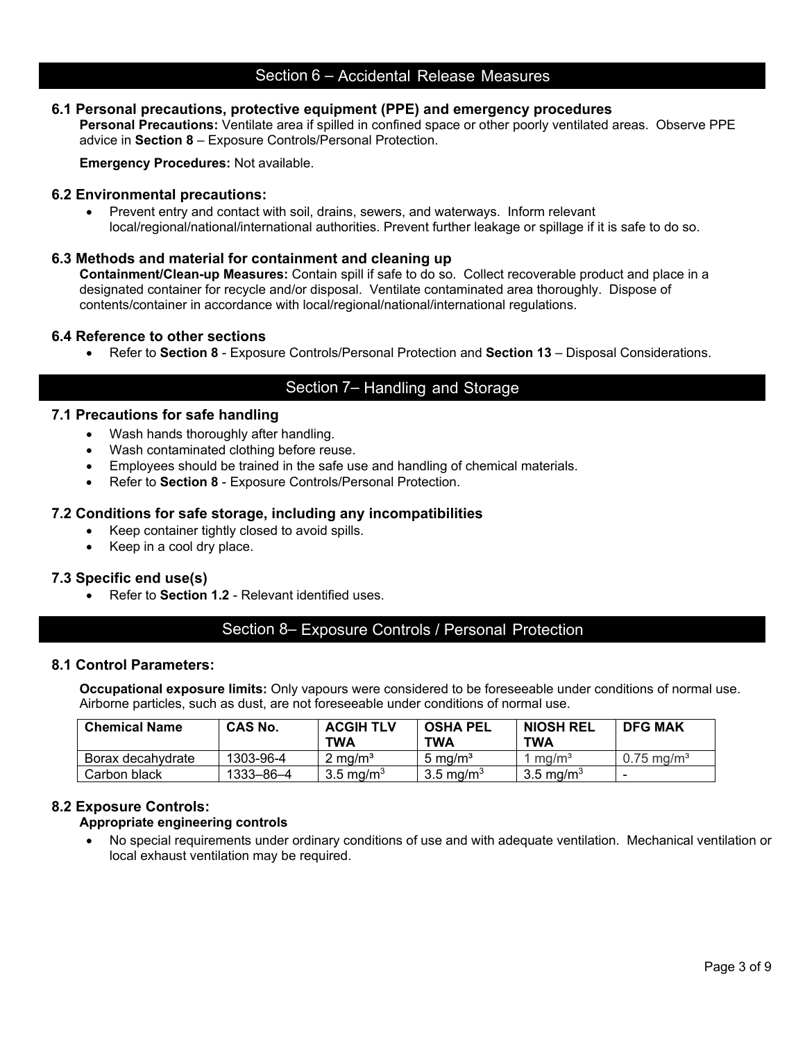## Section 6 – Accidental Release Measures

### 6.1 Personal precautions, protective equipment (PPE) and emergency procedures

**Personal Precautions:** Ventilate area if spilled in confined space or other poorly ventilated areas. Observe PPE advice in **Section 8** – Exposure Controls/Personal Protection.

**Emergency Procedures:** Not available.

### 6.2 Environmental precautions:

- Prevent entry and contact with soil, drains, sewers, and waterways. Inform relevant local/regional/national/international authorities. Prevent further leakage or spillage if it is safe to do so.

### 6.3 Methods and material for containment and cleaning up

**Containment/Clean-up Measures:** Contain spill if safe to do so. Collect recoverable product and place in a designated container for recycle and/or disposal. Ventilate contaminated area thoroughly. Dispose of contents/container in accordance with local/regional/national/international regulations.

### 6.4 Reference to other sections

- Refer to **Section 8** - Exposure Controls/Personal Protection and **Section 13** – Disposal Considerations.

## Section 7– Handling and Storage

### 7.1 Precautions for safe handling

- Wash hands thoroughly after handling.
- Wash contaminated clothing before reuse.
- Employees should be trained in the safe use and handling of chemical materials.
- Refer to **Section 8** - Exposure Controls/Personal Protection.

### 7.2 Conditions for safe storage, including any incompatibilities

- Keep container tightly closed to avoid spills.
- Keep in a cool dry place.

### 7.3 Specific end use(s)

- Refer to **Section 1.2** - Relevant identified uses.

## Section 8– Exposure Controls / Personal Protection

### 8.1 Control Parameters:

**Occupational exposure limits:** Only vapours were considered to be foreseeable under conditions of normal use. Airborne particles, such as dust, are not foreseeable under conditions of normal use.

| Chemical Name | CAS No. | ACGIH TLV TWA | OSHA PEL TWA | NIOSH REL TWA | DFG MAK |
|---|---|---|---|---|---|
| Borax decahydrate | 1303-96-4 | 2 mg/m³ | 5 mg/m³ | 1 mg/m³ | 0.75 mg/m³ |
| Carbon black | 1333–86–4 | 3.5 mg/m³ | 3.5 mg/m³ | 3.5 mg/m³ | - |

### 8.2 Exposure Controls:

**Appropriate engineering controls**

- No special requirements under ordinary conditions of use and with adequate ventilation. Mechanical ventilation or local exhaust ventilation may be required.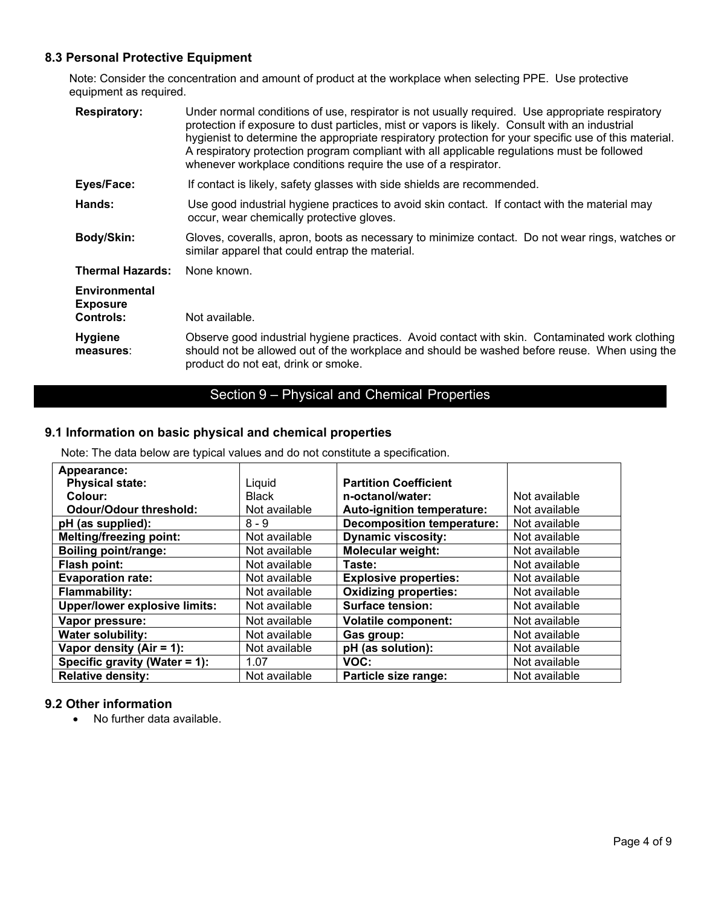### 8.3 Personal Protective Equipment

Note: Consider the concentration and amount of product at the workplace when selecting PPE. Use protective equipment as required.

**Respiratory:** Under normal conditions of use, respirator is not usually required. Use appropriate respiratory protection if exposure to dust particles, mist or vapors is likely. Consult with an industrial hygienist to determine the appropriate respiratory protection for your specific use of this material. A respiratory protection program compliant with all applicable regulations must be followed whenever workplace conditions require the use of a respirator.

**Eyes/Face:** If contact is likely, safety glasses with side shields are recommended.

**Hands:** Use good industrial hygiene practices to avoid skin contact. If contact with the material may occur, wear chemically protective gloves.

**Body/Skin:** Gloves, coveralls, apron, boots as necessary to minimize contact. Do not wear rings, watches or similar apparel that could entrap the material.

**Thermal Hazards:** None known.

**Environmental Exposure Controls:** Not available.

**Hygiene measures**: Observe good industrial hygiene practices. Avoid contact with skin. Contaminated work clothing should not be allowed out of the workplace and should be washed before reuse. When using the product do not eat, drink or smoke.

## Section 9 – Physical and Chemical Properties

### 9.1 Information on basic physical and chemical properties

Note: The data below are typical values and do not constitute a specification.

| Property | Value | Property | Value |
|---|---|---|---|
| **Appearance:** | | | |
| **Physical state:** | Liquid | **Partition Coefficient n-octanol/water:** | Not available |
| **Colour:** | Black | | |
| **Odour/Odour threshold:** | Not available | **Auto-ignition temperature:** | Not available |
| **pH (as supplied):** | 8 - 9 | **Decomposition temperature:** | Not available |
| **Melting/freezing point:** | Not available | **Dynamic viscosity:** | Not available |
| **Boiling point/range:** | Not available | **Molecular weight:** | Not available |
| **Flash point:** | Not available | **Taste:** | Not available |
| **Evaporation rate:** | Not available | **Explosive properties:** | Not available |
| **Flammability:** | Not available | **Oxidizing properties:** | Not available |
| **Upper/lower explosive limits:** | Not available | **Surface tension:** | Not available |
| **Vapor pressure:** | Not available | **Volatile component:** | Not available |
| **Water solubility:** | Not available | **Gas group:** | Not available |
| **Vapor density (Air = 1):** | Not available | **pH (as solution):** | Not available |
| **Specific gravity (Water = 1):** | 1.07 | **VOC:** | Not available |
| **Relative density:** | Not available | **Particle size range:** | Not available |

### 9.2 Other information

- No further data available.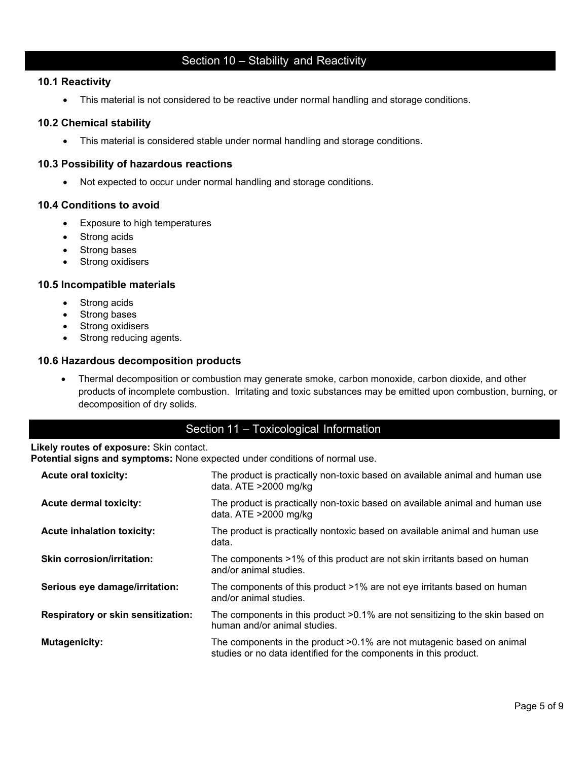## Section 10 – Stability and Reactivity

### 10.1 Reactivity

- This material is not considered to be reactive under normal handling and storage conditions.

### 10.2 Chemical stability

- This material is considered stable under normal handling and storage conditions.

### 10.3 Possibility of hazardous reactions

- Not expected to occur under normal handling and storage conditions.

### 10.4 Conditions to avoid

- Exposure to high temperatures
- Strong acids
- Strong bases
- Strong oxidisers

### 10.5 Incompatible materials

- Strong acids
- Strong bases
- Strong oxidisers
- Strong reducing agents.

### 10.6 Hazardous decomposition products

- Thermal decomposition or combustion may generate smoke, carbon monoxide, carbon dioxide, and other products of incomplete combustion. Irritating and toxic substances may be emitted upon combustion, burning, or decomposition of dry solids.

## Section 11 – Toxicological Information

**Likely routes of exposure:** Skin contact.
**Potential signs and symptoms:** None expected under conditions of normal use.

| | |
|---|---|
| **Acute oral toxicity:** | The product is practically non-toxic based on available animal and human use data. ATE >2000 mg/kg |
| **Acute dermal toxicity:** | The product is practically non-toxic based on available animal and human use data. ATE >2000 mg/kg |
| **Acute inhalation toxicity:** | The product is practically nontoxic based on available animal and human use data. |
| **Skin corrosion/irritation:** | The components >1% of this product are not skin irritants based on human and/or animal studies. |
| **Serious eye damage/irritation:** | The components of this product >1% are not eye irritants based on human and/or animal studies. |
| **Respiratory or skin sensitization:** | The components in this product >0.1% are not sensitizing to the skin based on human and/or animal studies. |
| **Mutagenicity:** | The components in the product >0.1% are not mutagenic based on animal studies or no data identified for the components in this product. |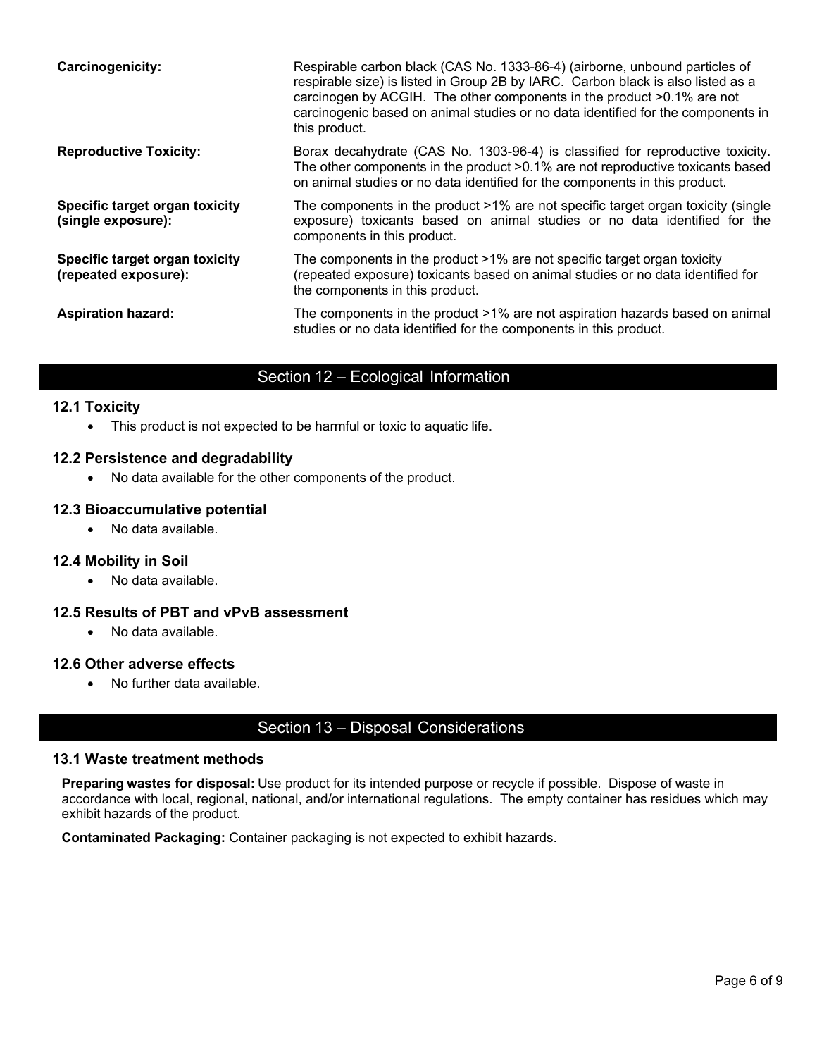**Carcinogenicity:** Respirable carbon black (CAS No. 1333-86-4) (airborne, unbound particles of respirable size) is listed in Group 2B by IARC. Carbon black is also listed as a carcinogen by ACGIH. The other components in the product >0.1% are not carcinogenic based on animal studies or no data identified for the components in this product.

**Reproductive Toxicity:** Borax decahydrate (CAS No. 1303-96-4) is classified for reproductive toxicity. The other components in the product >0.1% are not reproductive toxicants based on animal studies or no data identified for the components in this product.

**Specific target organ toxicity (single exposure):** The components in the product >1% are not specific target organ toxicity (single exposure) toxicants based on animal studies or no data identified for the components in this product.

**Specific target organ toxicity (repeated exposure):** The components in the product >1% are not specific target organ toxicity (repeated exposure) toxicants based on animal studies or no data identified for the components in this product.

**Aspiration hazard:** The components in the product >1% are not aspiration hazards based on animal studies or no data identified for the components in this product.

## Section 12 – Ecological Information

### 12.1 Toxicity

- This product is not expected to be harmful or toxic to aquatic life.

### 12.2 Persistence and degradability

- No data available for the other components of the product.

### 12.3 Bioaccumulative potential

- No data available.

### 12.4 Mobility in Soil

- No data available.

### 12.5 Results of PBT and vPvB assessment

- No data available.

### 12.6 Other adverse effects

- No further data available.

## Section 13 – Disposal Considerations

### 13.1 Waste treatment methods

**Preparing wastes for disposal:** Use product for its intended purpose or recycle if possible. Dispose of waste in accordance with local, regional, national, and/or international regulations. The empty container has residues which may exhibit hazards of the product.

**Contaminated Packaging:** Container packaging is not expected to exhibit hazards.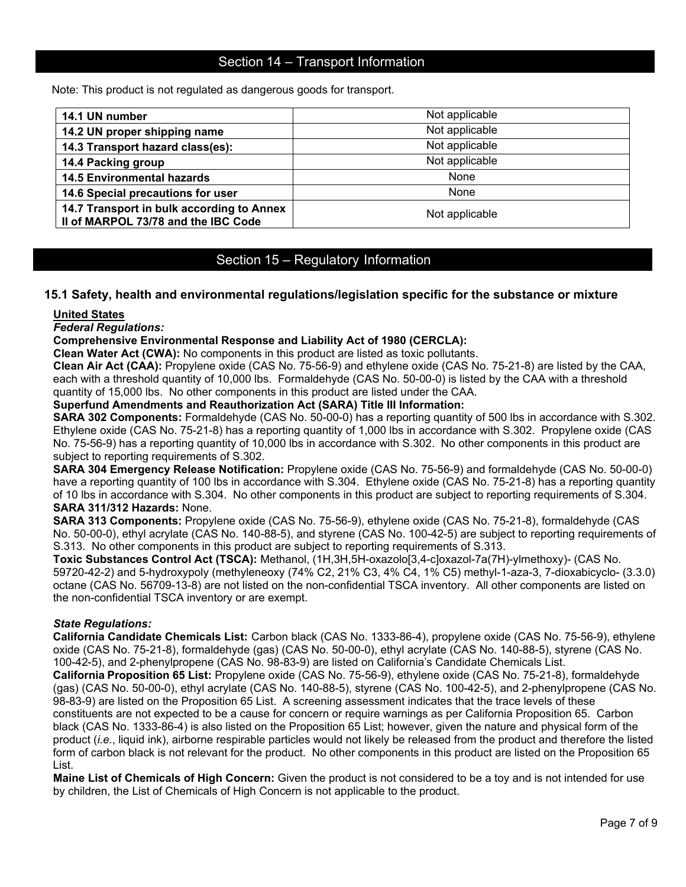## Section 14 – Transport Information

Note: This product is not regulated as dangerous goods for transport.

| | |
|---|---|
| **14.1 UN number** | Not applicable |
| **14.2 UN proper shipping name** | Not applicable |
| **14.3 Transport hazard class(es):** | Not applicable |
| **14.4 Packing group** | Not applicable |
| **14.5 Environmental hazards** | None |
| **14.6 Special precautions for user** | None |
| **14.7 Transport in bulk according to Annex II of MARPOL 73/78 and the IBC Code** | Not applicable |

## Section 15 – Regulatory Information

### 15.1 Safety, health and environmental regulations/legislation specific for the substance or mixture

**United States**

***Federal Regulations:***

**Comprehensive Environmental Response and Liability Act of 1980 (CERCLA):**

**Clean Water Act (CWA):** No components in this product are listed as toxic pollutants.

**Clean Air Act (CAA):** Propylene oxide (CAS No. 75-56-9) and ethylene oxide (CAS No. 75-21-8) are listed by the CAA, each with a threshold quantity of 10,000 lbs. Formaldehyde (CAS No. 50-00-0) is listed by the CAA with a threshold quantity of 15,000 lbs. No other components in this product are listed under the CAA.

**Superfund Amendments and Reauthorization Act (SARA) Title III Information:**

**SARA 302 Components:** Formaldehyde (CAS No. 50-00-0) has a reporting quantity of 500 lbs in accordance with S.302. Ethylene oxide (CAS No. 75-21-8) has a reporting quantity of 1,000 lbs in accordance with S.302. Propylene oxide (CAS No. 75-56-9) has a reporting quantity of 10,000 lbs in accordance with S.302. No other components in this product are subject to reporting requirements of S.302.

**SARA 304 Emergency Release Notification:** Propylene oxide (CAS No. 75-56-9) and formaldehyde (CAS No. 50-00-0) have a reporting quantity of 100 lbs in accordance with S.304. Ethylene oxide (CAS No. 75-21-8) has a reporting quantity of 10 lbs in accordance with S.304. No other components in this product are subject to reporting requirements of S.304.

**SARA 311/312 Hazards:** None.

**SARA 313 Components:** Propylene oxide (CAS No. 75-56-9), ethylene oxide (CAS No. 75-21-8), formaldehyde (CAS No. 50-00-0), ethyl acrylate (CAS No. 140-88-5), and styrene (CAS No. 100-42-5) are subject to reporting requirements of S.313. No other components in this product are subject to reporting requirements of S.313.

**Toxic Substances Control Act (TSCA):** Methanol, (1H,3H,5H-oxazolo[3,4-c]oxazol-7a(7H)-ylmethoxy)- (CAS No. 59720-42-2) and 5-hydroxypoly (methyleneoxy (74% C2, 21% C3, 4% C4, 1% C5) methyl-1-aza-3, 7-dioxabicyclo- (3.3.0) octane (CAS No. 56709-13-8) are not listed on the non-confidential TSCA inventory. All other components are listed on the non-confidential TSCA inventory or are exempt.

***State Regulations:***

**California Candidate Chemicals List:** Carbon black (CAS No. 1333-86-4), propylene oxide (CAS No. 75-56-9), ethylene oxide (CAS No. 75-21-8), formaldehyde (gas) (CAS No. 50-00-0), ethyl acrylate (CAS No. 140-88-5), styrene (CAS No. 100-42-5), and 2-phenylpropene (CAS No. 98-83-9) are listed on California's Candidate Chemicals List.

**California Proposition 65 List:** Propylene oxide (CAS No. 75-56-9), ethylene oxide (CAS No. 75-21-8), formaldehyde (gas) (CAS No. 50-00-0), ethyl acrylate (CAS No. 140-88-5), styrene (CAS No. 100-42-5), and 2-phenylpropene (CAS No. 98-83-9) are listed on the Proposition 65 List. A screening assessment indicates that the trace levels of these constituents are not expected to be a cause for concern or require warnings as per California Proposition 65. Carbon black (CAS No. 1333-86-4) is also listed on the Proposition 65 List; however, given the nature and physical form of the product (*i.e.*, liquid ink), airborne respirable particles would not likely be released from the product and therefore the listed form of carbon black is not relevant for the product. No other components in this product are listed on the Proposition 65 List.

**Maine List of Chemicals of High Concern:** Given the product is not considered to be a toy and is not intended for use by children, the List of Chemicals of High Concern is not applicable to the product.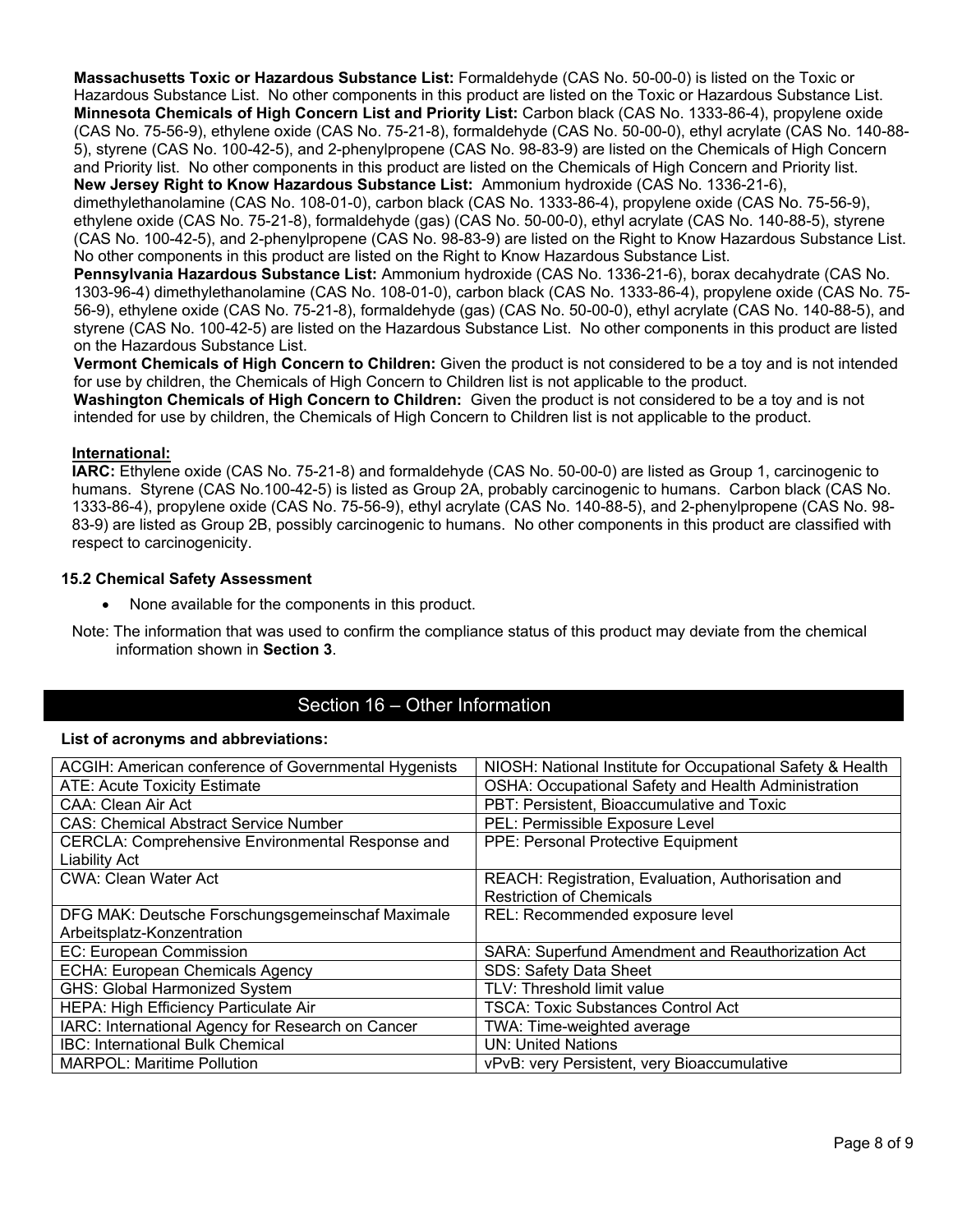**Massachusetts Toxic or Hazardous Substance List:** Formaldehyde (CAS No. 50-00-0) is listed on the Toxic or Hazardous Substance List. No other components in this product are listed on the Toxic or Hazardous Substance List.
**Minnesota Chemicals of High Concern List and Priority List:** Carbon black (CAS No. 1333-86-4), propylene oxide (CAS No. 75-56-9), ethylene oxide (CAS No. 75-21-8), formaldehyde (CAS No. 50-00-0), ethyl acrylate (CAS No. 140-88-5), styrene (CAS No. 100-42-5), and 2-phenylpropene (CAS No. 98-83-9) are listed on the Chemicals of High Concern and Priority list. No other components in this product are listed on the Chemicals of High Concern and Priority list.
**New Jersey Right to Know Hazardous Substance List:** Ammonium hydroxide (CAS No. 1336-21-6), dimethylethanolamine (CAS No. 108-01-0), carbon black (CAS No. 1333-86-4), propylene oxide (CAS No. 75-56-9), ethylene oxide (CAS No. 75-21-8), formaldehyde (gas) (CAS No. 50-00-0), ethyl acrylate (CAS No. 140-88-5), styrene (CAS No. 100-42-5), and 2-phenylpropene (CAS No. 98-83-9) are listed on the Right to Know Hazardous Substance List. No other components in this product are listed on the Right to Know Hazardous Substance List.
**Pennsylvania Hazardous Substance List:** Ammonium hydroxide (CAS No. 1336-21-6), borax decahydrate (CAS No. 1303-96-4) dimethylethanolamine (CAS No. 108-01-0), carbon black (CAS No. 1333-86-4), propylene oxide (CAS No. 75-56-9), ethylene oxide (CAS No. 75-21-8), formaldehyde (gas) (CAS No. 50-00-0), ethyl acrylate (CAS No. 140-88-5), and styrene (CAS No. 100-42-5) are listed on the Hazardous Substance List. No other components in this product are listed on the Hazardous Substance List.
**Vermont Chemicals of High Concern to Children:** Given the product is not considered to be a toy and is not intended for use by children, the Chemicals of High Concern to Children list is not applicable to the product.
**Washington Chemicals of High Concern to Children:** Given the product is not considered to be a toy and is not intended for use by children, the Chemicals of High Concern to Children list is not applicable to the product.

**International:**
**IARC:** Ethylene oxide (CAS No. 75-21-8) and formaldehyde (CAS No. 50-00-0) are listed as Group 1, carcinogenic to humans. Styrene (CAS No.100-42-5) is listed as Group 2A, probably carcinogenic to humans. Carbon black (CAS No. 1333-86-4), propylene oxide (CAS No. 75-56-9), ethyl acrylate (CAS No. 140-88-5), and 2-phenylpropene (CAS No. 98-83-9) are listed as Group 2B, possibly carcinogenic to humans. No other components in this product are classified with respect to carcinogenicity.

### 15.2 Chemical Safety Assessment

- None available for the components in this product.

Note: The information that was used to confirm the compliance status of this product may deviate from the chemical information shown in **Section 3**.

## Section 16 – Other Information

**List of acronyms and abbreviations:**

| | |
|---|---|
| ACGIH: American conference of Governmental Hygenists | NIOSH: National Institute for Occupational Safety & Health |
| ATE: Acute Toxicity Estimate | OSHA: Occupational Safety and Health Administration |
| CAA: Clean Air Act | PBT: Persistent, Bioaccumulative and Toxic |
| CAS: Chemical Abstract Service Number | PEL: Permissible Exposure Level |
| CERCLA: Comprehensive Environmental Response and Liability Act | PPE: Personal Protective Equipment |
| CWA: Clean Water Act | REACH: Registration, Evaluation, Authorisation and Restriction of Chemicals |
| DFG MAK: Deutsche Forschungsgemeinschaf Maximale Arbeitsplatz-Konzentration | REL: Recommended exposure level |
| EC: European Commission | SARA: Superfund Amendment and Reauthorization Act |
| ECHA: European Chemicals Agency | SDS: Safety Data Sheet |
| GHS: Global Harmonized System | TLV: Threshold limit value |
| HEPA: High Efficiency Particulate Air | TSCA: Toxic Substances Control Act |
| IARC: International Agency for Research on Cancer | TWA: Time-weighted average |
| IBC: International Bulk Chemical | UN: United Nations |
| MARPOL: Maritime Pollution | vPvB: very Persistent, very Bioaccumulative |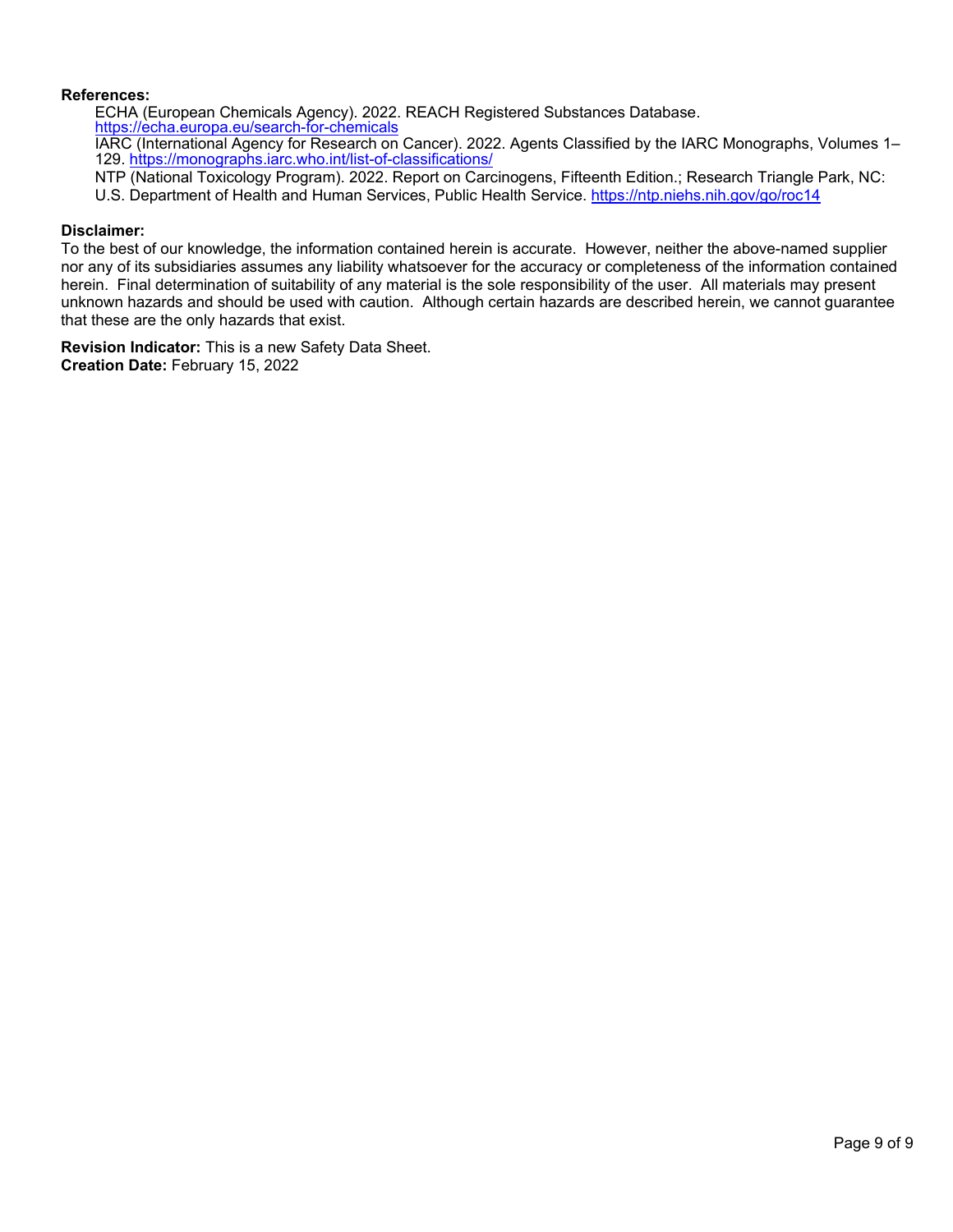**References:**

ECHA (European Chemicals Agency). 2022. REACH Registered Substances Database. https://echa.europa.eu/search-for-chemicals

IARC (International Agency for Research on Cancer). 2022. Agents Classified by the IARC Monographs, Volumes 1–129. https://monographs.iarc.who.int/list-of-classifications/

NTP (National Toxicology Program). 2022. Report on Carcinogens, Fifteenth Edition.; Research Triangle Park, NC: U.S. Department of Health and Human Services, Public Health Service. https://ntp.niehs.nih.gov/go/roc14

**Disclaimer:**

To the best of our knowledge, the information contained herein is accurate. However, neither the above-named supplier nor any of its subsidiaries assumes any liability whatsoever for the accuracy or completeness of the information contained herein. Final determination of suitability of any material is the sole responsibility of the user. All materials may present unknown hazards and should be used with caution. Although certain hazards are described herein, we cannot guarantee that these are the only hazards that exist.

**Revision Indicator:** This is a new Safety Data Sheet.
**Creation Date:** February 15, 2022